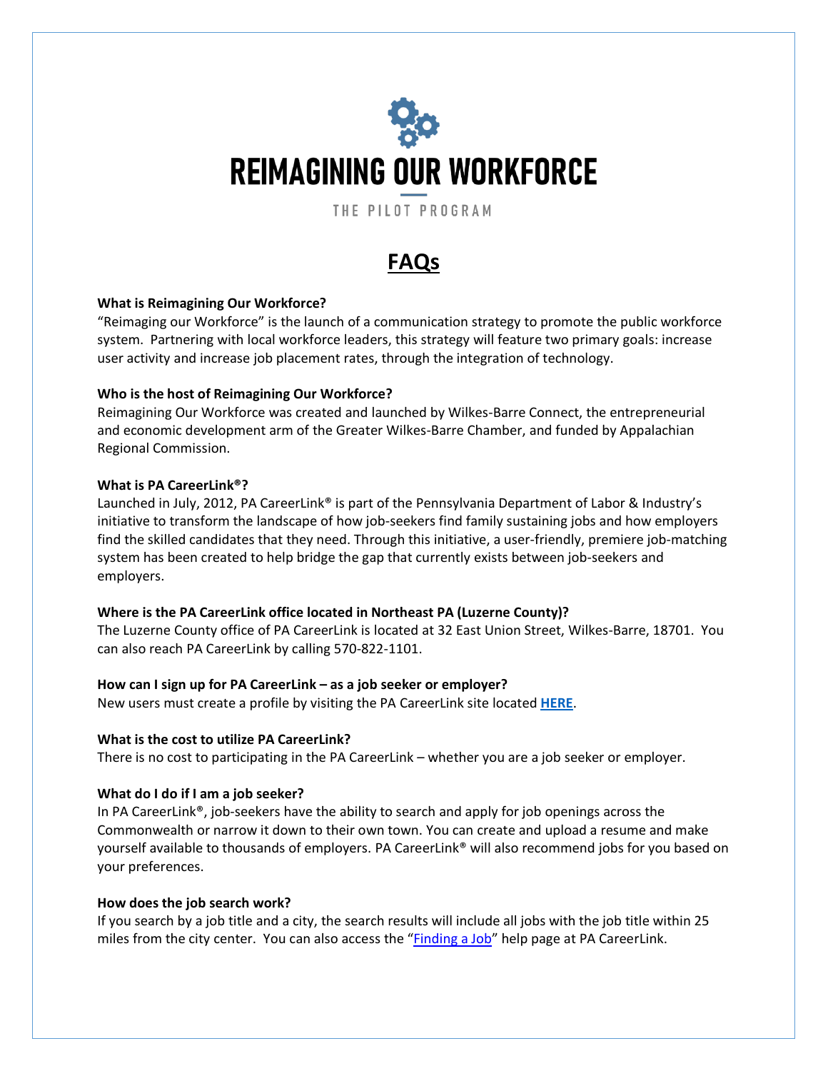# REIMAGINING OUR WORKFORCE

THE PILOT PROGRAM

## FAQs

**What is Reimagining Our Workforce?**

"Reimaging our Workforce" is the launch of a communication strategy to promote the public workforce system. Partnering with local workforce leaders, this strategy will feature two primary goals: increase user activity and increase job placement rates, through the integration of technology.

**Who is the host of Reimagining Our Workforce?**

Reimagining Our Workforce was created and launched by Wilkes-Barre Connect, the entrepreneurial and economic development arm of the Greater Wilkes-Barre Chamber, and funded by Appalachian Regional Commission.

**What is PA CareerLink®?**

Launched in July, 2012, PA CareerLink® is part of the Pennsylvania Department of Labor & Industry's initiative to transform the landscape of how job-seekers find family sustaining jobs and how employers find the skilled candidates that they need. Through this initiative, a user-friendly, premiere job-matching system has been created to help bridge the gap that currently exists between job-seekers and employers.

**Where is the PA CareerLink office located in Northeast PA (Luzerne County)?**

The Luzerne County office of PA CareerLink is located at 32 East Union Street, Wilkes-Barre, 18701. You can also reach PA CareerLink by calling 570-822-1101.

**How can I sign up for PA CareerLink – as a job seeker or employer?**

New users must create a profile by visiting the PA CareerLink site located **HERE**.

**What is the cost to utilize PA CareerLink?**

There is no cost to participating in the PA CareerLink – whether you are a job seeker or employer.

**What do I do if I am a job seeker?**

In PA CareerLink®, job-seekers have the ability to search and apply for job openings across the Commonwealth or narrow it down to their own town. You can create and upload a resume and make yourself available to thousands of employers. PA CareerLink® will also recommend jobs for you based on your preferences.

**How does the job search work?**

If you search by a job title and a city, the search results will include all jobs with the job title within 25 miles from the city center. You can also access the "Finding a Job" help page at PA CareerLink.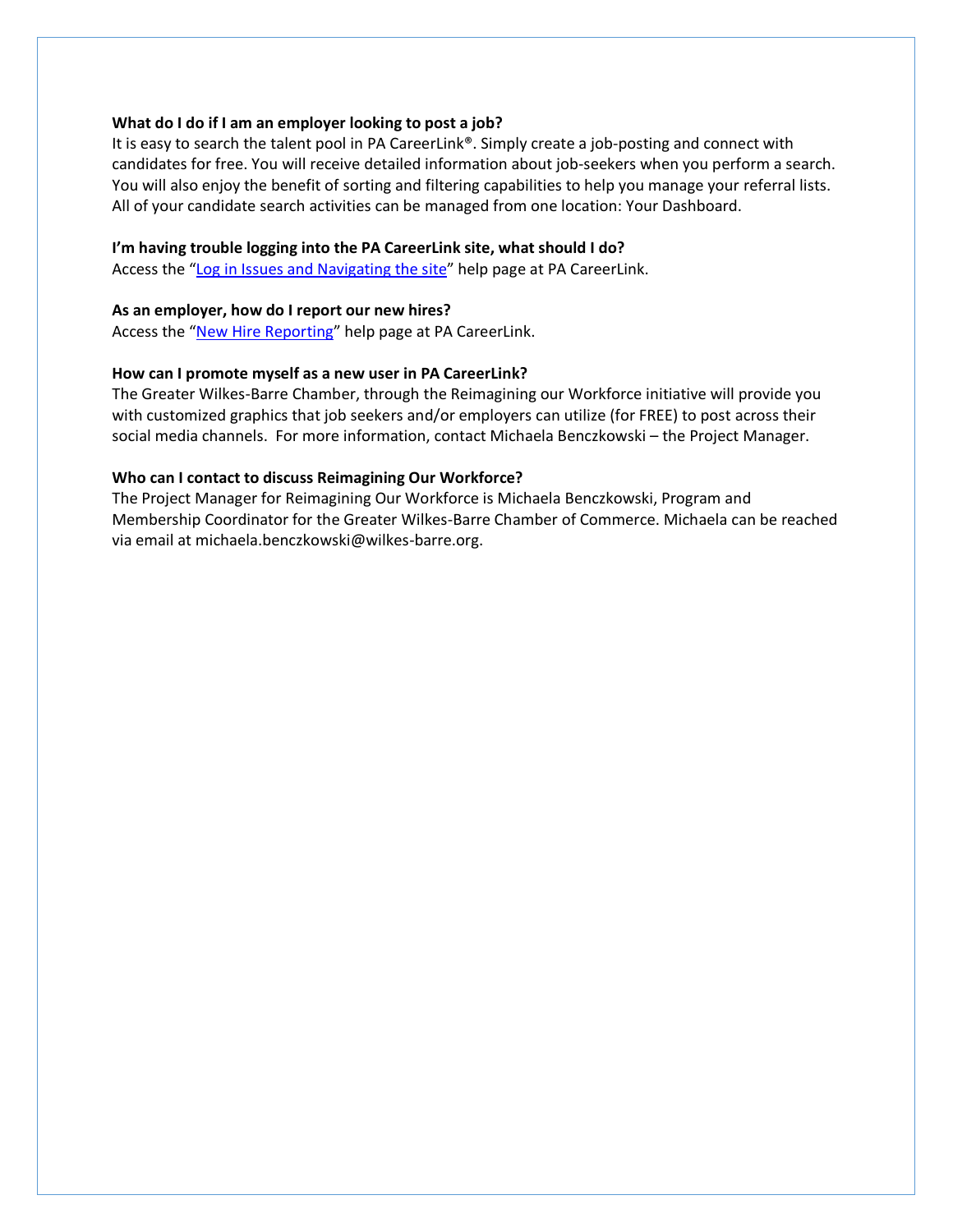**What do I do if I am an employer looking to post a job?**
It is easy to search the talent pool in PA CareerLink®. Simply create a job-posting and connect with candidates for free. You will receive detailed information about job-seekers when you perform a search. You will also enjoy the benefit of sorting and filtering capabilities to help you manage your referral lists. All of your candidate search activities can be managed from one location: Your Dashboard.

**I'm having trouble logging into the PA CareerLink site, what should I do?**
Access the "Log in Issues and Navigating the site" help page at PA CareerLink.

**As an employer, how do I report our new hires?**
Access the "New Hire Reporting" help page at PA CareerLink.

**How can I promote myself as a new user in PA CareerLink?**
The Greater Wilkes-Barre Chamber, through the Reimagining our Workforce initiative will provide you with customized graphics that job seekers and/or employers can utilize (for FREE) to post across their social media channels. For more information, contact Michaela Benczkowski – the Project Manager.

**Who can I contact to discuss Reimagining Our Workforce?**
The Project Manager for Reimagining Our Workforce is Michaela Benczkowski, Program and Membership Coordinator for the Greater Wilkes-Barre Chamber of Commerce. Michaela can be reached via email at michaela.benczkowski@wilkes-barre.org.